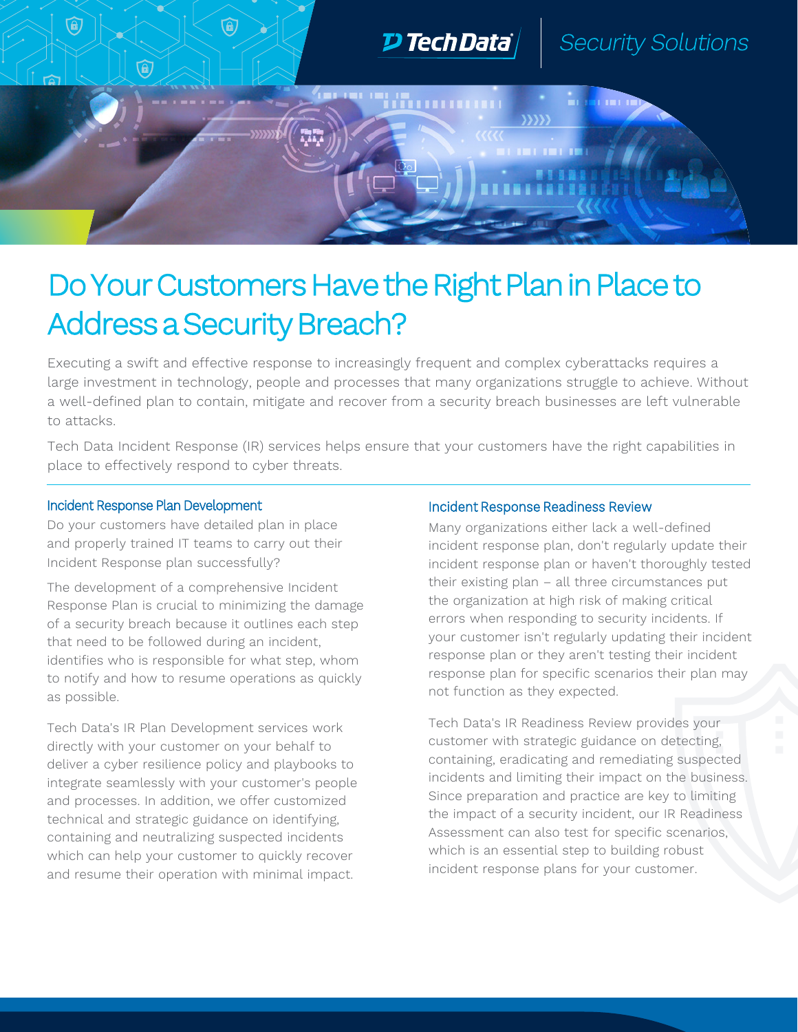# Do Your Customers Have the Right Plan in Place to Address a Security Breach?

Executing a swift and effective response to increasingly frequent and complex cyberattacks requires a large investment in technology, people and processes that many organizations struggle to achieve. Without a well-defined plan to contain, mitigate and recover from a security breach businesses are left vulnerable to attacks.

Tech Data Incident Response (IR) services helps ensure that your customers have the right capabilities in place to effectively respond to cyber threats.

## Incident Response Plan Development

Do your customers have detailed plan in place and properly trained IT teams to carry out their Incident Response plan successfully?

The development of a comprehensive Incident Response Plan is crucial to minimizing the damage of a security breach because it outlines each step that need to be followed during an incident, identifies who is responsible for what step, whom to notify and how to resume operations as quickly as possible.

Tech Data's IR Plan Development services work directly with your customer on your behalf to deliver a cyber resilience policy and playbooks to integrate seamlessly with your customer's people and processes. In addition, we offer customized technical and strategic guidance on identifying, containing and neutralizing suspected incidents which can help your customer to quickly recover and resume their operation with minimal impact.

## Incident Response Readiness Review

Many organizations either lack a well-defined incident response plan, don't regularly update their incident response plan or haven't thoroughly tested their existing plan – all three circumstances put the organization at high risk of making critical errors when responding to security incidents. If your customer isn't regularly updating their incident response plan or they aren't testing their incident response plan for specific scenarios their plan may not function as they expected.

Tech Data's IR Readiness Review provides your customer with strategic guidance on detecting, containing, eradicating and remediating suspected incidents and limiting their impact on the business. Since preparation and practice are key to limiting the impact of a security incident, our IR Readiness Assessment can also test for specific scenarios, which is an essential step to building robust incident response plans for your customer.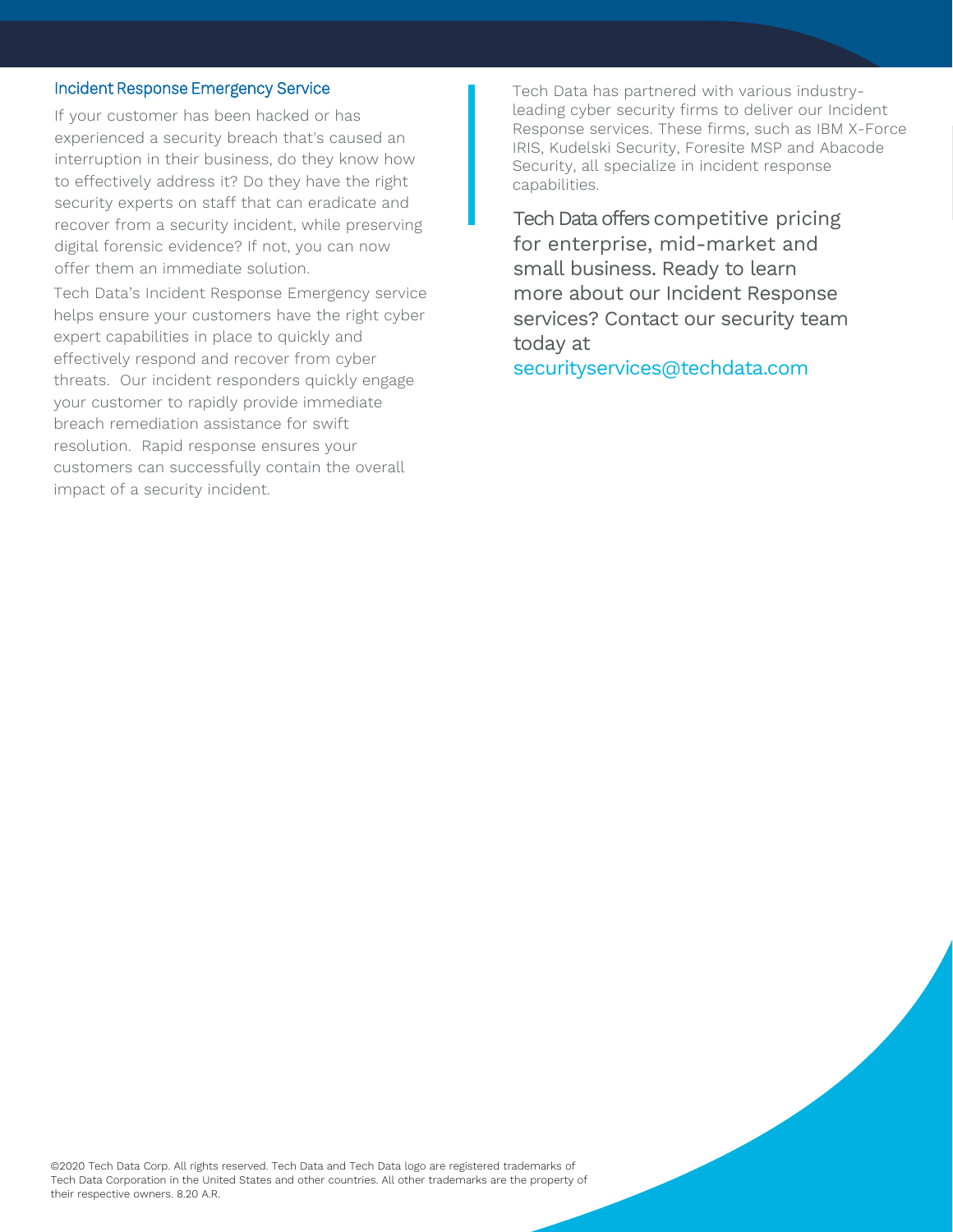## Incident Response Emergency Service

If your customer has been hacked or has experienced a security breach that's caused an interruption in their business, do they know how to effectively address it? Do they have the right security experts on staff that can eradicate and recover from a security incident, while preserving digital forensic evidence? If not, you can now offer them an immediate solution.

Tech Data's Incident Response Emergency service helps ensure your customers have the right cyber expert capabilities in place to quickly and effectively respond and recover from cyber threats. Our incident responders quickly engage your customer to rapidly provide immediate breach remediation assistance for swift resolution. Rapid response ensures your customers can successfully contain the overall impact of a security incident.

Tech Data has partnered with various industry-leading cyber security firms to deliver our Incident Response services. These firms, such as IBM X-Force IRIS, Kudelski Security, Foresite MSP and Abacode Security, all specialize in incident response capabilities.

Tech Data offers competitive pricing for enterprise, mid-market and small business. Ready to learn more about our Incident Response services? Contact our security team today at securityservices@techdata.com

©2020 Tech Data Corp. All rights reserved. Tech Data and Tech Data logo are registered trademarks of Tech Data Corporation in the United States and other countries. All other trademarks are the property of their respective owners. 8.20 A.R.